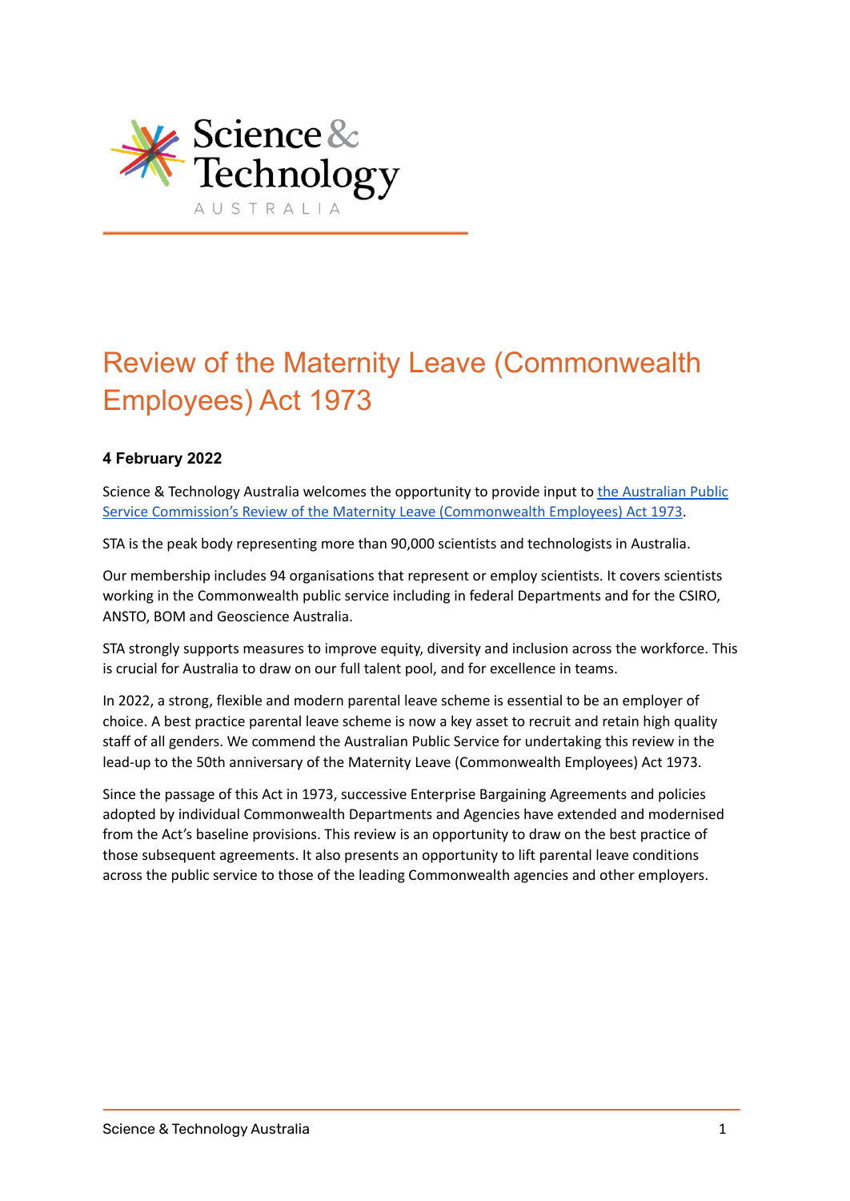Science & Technology AUSTRALIA

# Review of the Maternity Leave (Commonwealth Employees) Act 1973

**4 February 2022**

Science & Technology Australia welcomes the opportunity to provide input to [the Australian Public Service Commission's Review of the Maternity Leave (Commonwealth Employees) Act 1973]().

STA is the peak body representing more than 90,000 scientists and technologists in Australia.

Our membership includes 94 organisations that represent or employ scientists. It covers scientists working in the Commonwealth public service including in federal Departments and for the CSIRO, ANSTO, BOM and Geoscience Australia.

STA strongly supports measures to improve equity, diversity and inclusion across the workforce. This is crucial for Australia to draw on our full talent pool, and for excellence in teams.

In 2022, a strong, flexible and modern parental leave scheme is essential to be an employer of choice. A best practice parental leave scheme is now a key asset to recruit and retain high quality staff of all genders. We commend the Australian Public Service for undertaking this review in the lead-up to the 50th anniversary of the Maternity Leave (Commonwealth Employees) Act 1973.

Since the passage of this Act in 1973, successive Enterprise Bargaining Agreements and policies adopted by individual Commonwealth Departments and Agencies have extended and modernised from the Act's baseline provisions. This review is an opportunity to draw on the best practice of those subsequent agreements. It also presents an opportunity to lift parental leave conditions across the public service to those of the leading Commonwealth agencies and other employers.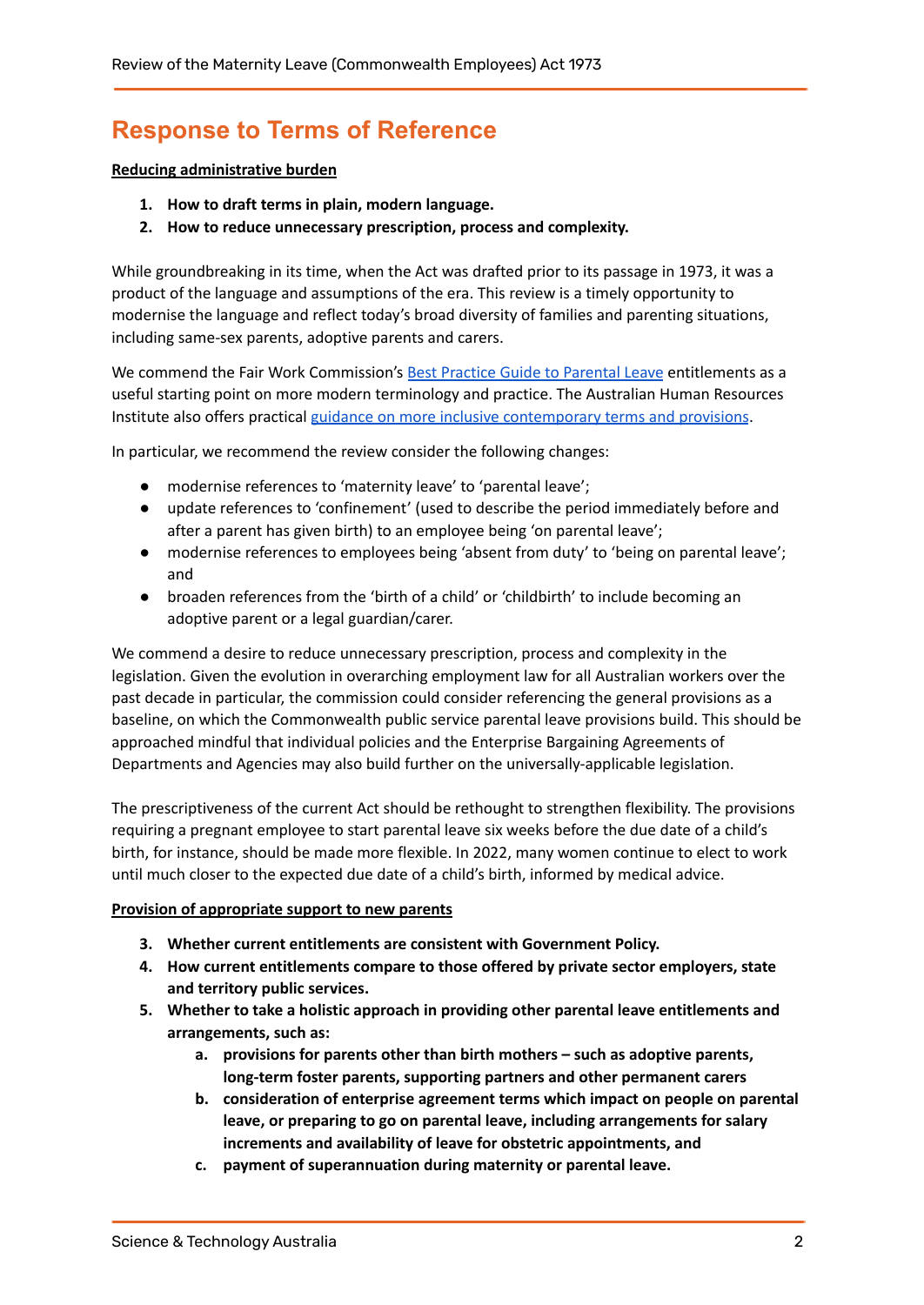## Response to Terms of Reference

**Reducing administrative burden**

1. **How to draft terms in plain, modern language.**
2. **How to reduce unnecessary prescription, process and complexity.**

While groundbreaking in its time, when the Act was drafted prior to its passage in 1973, it was a product of the language and assumptions of the era. This review is a timely opportunity to modernise the language and reflect today's broad diversity of families and parenting situations, including same-sex parents, adoptive parents and carers.

We commend the Fair Work Commission's Best Practice Guide to Parental Leave entitlements as a useful starting point on more modern terminology and practice. The Australian Human Resources Institute also offers practical guidance on more inclusive contemporary terms and provisions.

In particular, we recommend the review consider the following changes:

- modernise references to 'maternity leave' to 'parental leave';
- update references to 'confinement' (used to describe the period immediately before and after a parent has given birth) to an employee being 'on parental leave';
- modernise references to employees being 'absent from duty' to 'being on parental leave'; and
- broaden references from the 'birth of a child' or 'childbirth' to include becoming an adoptive parent or a legal guardian/carer.

We commend a desire to reduce unnecessary prescription, process and complexity in the legislation. Given the evolution in overarching employment law for all Australian workers over the past decade in particular, the commission could consider referencing the general provisions as a baseline, on which the Commonwealth public service parental leave provisions build. This should be approached mindful that individual policies and the Enterprise Bargaining Agreements of Departments and Agencies may also build further on the universally-applicable legislation.

The prescriptiveness of the current Act should be rethought to strengthen flexibility. The provisions requiring a pregnant employee to start parental leave six weeks before the due date of a child's birth, for instance, should be made more flexible. In 2022, many women continue to elect to work until much closer to the expected due date of a child's birth, informed by medical advice.

**Provision of appropriate support to new parents**

3. **Whether current entitlements are consistent with Government Policy.**
4. **How current entitlements compare to those offered by private sector employers, state and territory public services.**
5. **Whether to take a holistic approach in providing other parental leave entitlements and arrangements, such as:**
    a. **provisions for parents other than birth mothers – such as adoptive parents, long-term foster parents, supporting partners and other permanent carers**
    b. **consideration of enterprise agreement terms which impact on people on parental leave, or preparing to go on parental leave, including arrangements for salary increments and availability of leave for obstetric appointments, and**
    c. **payment of superannuation during maternity or parental leave.**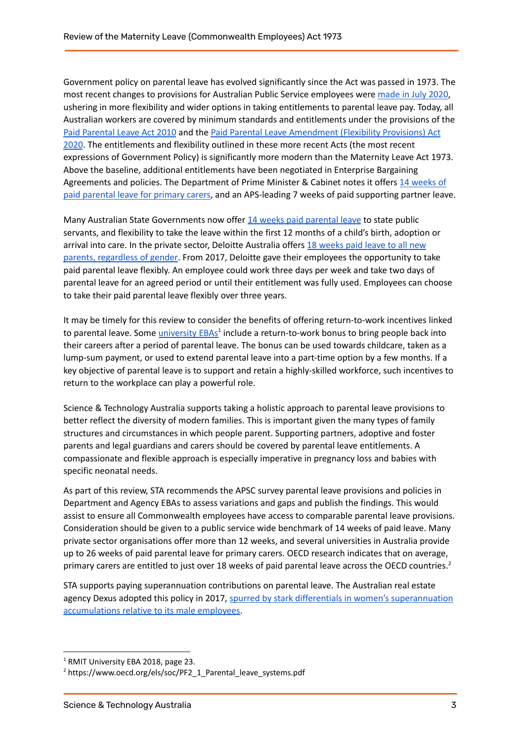Government policy on parental leave has evolved significantly since the Act was passed in 1973. The most recent changes to provisions for Australian Public Service employees were made in July 2020, ushering in more flexibility and wider options in taking entitlements to parental leave pay. Today, all Australian workers are covered by minimum standards and entitlements under the provisions of the Paid Parental Leave Act 2010 and the Paid Parental Leave Amendment (Flexibility Provisions) Act 2020. The entitlements and flexibility outlined in these more recent Acts (the most recent expressions of Government Policy) is significantly more modern than the Maternity Leave Act 1973. Above the baseline, additional entitlements have been negotiated in Enterprise Bargaining Agreements and policies. The Department of Prime Minister & Cabinet notes it offers 14 weeks of paid parental leave for primary carers, and an APS-leading 7 weeks of paid supporting partner leave.

Many Australian State Governments now offer 14 weeks paid parental leave to state public servants, and flexibility to take the leave within the first 12 months of a child's birth, adoption or arrival into care. In the private sector, Deloitte Australia offers 18 weeks paid leave to all new parents, regardless of gender. From 2017, Deloitte gave their employees the opportunity to take paid parental leave flexibly. An employee could work three days per week and take two days of parental leave for an agreed period or until their entitlement was fully used. Employees can choose to take their paid parental leave flexibly over three years.

It may be timely for this review to consider the benefits of offering return-to-work incentives linked to parental leave. Some university EBAs[1] include a return-to-work bonus to bring people back into their careers after a period of parental leave. The bonus can be used towards childcare, taken as a lump-sum payment, or used to extend parental leave into a part-time option by a few months. If a key objective of parental leave is to support and retain a highly-skilled workforce, such incentives to return to the workplace can play a powerful role.

Science & Technology Australia supports taking a holistic approach to parental leave provisions to better reflect the diversity of modern families. This is important given the many types of family structures and circumstances in which people parent. Supporting partners, adoptive and foster parents and legal guardians and carers should be covered by parental leave entitlements. A compassionate and flexible approach is especially imperative in pregnancy loss and babies with specific neonatal needs.

As part of this review, STA recommends the APSC survey parental leave provisions and policies in Department and Agency EBAs to assess variations and gaps and publish the findings. This would assist to ensure all Commonwealth employees have access to comparable parental leave provisions. Consideration should be given to a public service wide benchmark of 14 weeks of paid leave. Many private sector organisations offer more than 12 weeks, and several universities in Australia provide up to 26 weeks of paid parental leave for primary carers. OECD research indicates that on average, primary carers are entitled to just over 18 weeks of paid parental leave across the OECD countries.[2]

STA supports paying superannuation contributions on parental leave. The Australian real estate agency Dexus adopted this policy in 2017, spurred by stark differentials in women's superannuation accumulations relative to its male employees.

[1] RMIT University EBA 2018, page 23.

[2] https://www.oecd.org/els/soc/PF2_1_Parental_leave_systems.pdf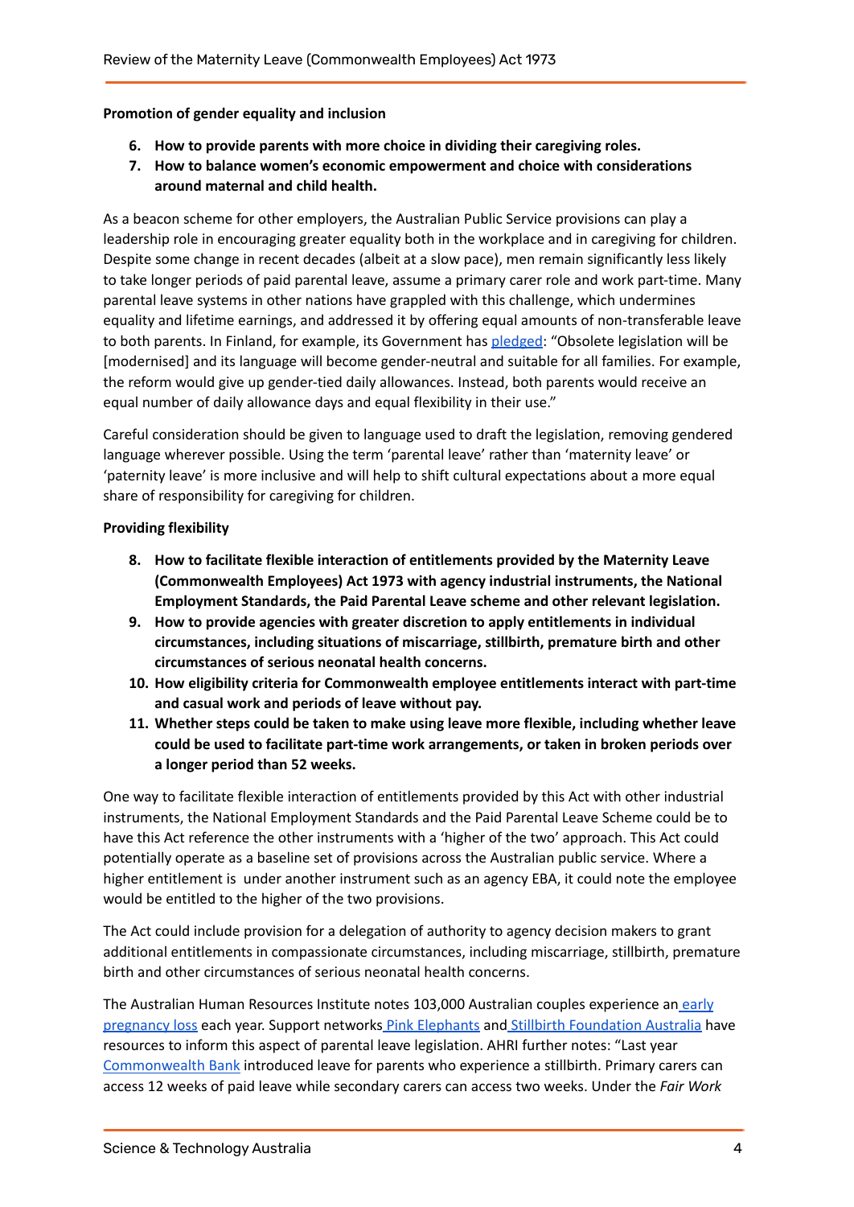**Promotion of gender equality and inclusion**

6. **How to provide parents with more choice in dividing their caregiving roles.**
7. **How to balance women's economic empowerment and choice with considerations around maternal and child health.**

As a beacon scheme for other employers, the Australian Public Service provisions can play a leadership role in encouraging greater equality both in the workplace and in caregiving for children. Despite some change in recent decades (albeit at a slow pace), men remain significantly less likely to take longer periods of paid parental leave, assume a primary carer role and work part-time. Many parental leave systems in other nations have grappled with this challenge, which undermines equality and lifetime earnings, and addressed it by offering equal amounts of non-transferable leave to both parents. In Finland, for example, its Government has pledged: "Obsolete legislation will be [modernised] and its language will become gender-neutral and suitable for all families. For example, the reform would give up gender-tied daily allowances. Instead, both parents would receive an equal number of daily allowance days and equal flexibility in their use."

Careful consideration should be given to language used to draft the legislation, removing gendered language wherever possible. Using the term 'parental leave' rather than 'maternity leave' or 'paternity leave' is more inclusive and will help to shift cultural expectations about a more equal share of responsibility for caregiving for children.

**Providing flexibility**

8. **How to facilitate flexible interaction of entitlements provided by the Maternity Leave (Commonwealth Employees) Act 1973 with agency industrial instruments, the National Employment Standards, the Paid Parental Leave scheme and other relevant legislation.**
9. **How to provide agencies with greater discretion to apply entitlements in individual circumstances, including situations of miscarriage, stillbirth, premature birth and other circumstances of serious neonatal health concerns.**
10. **How eligibility criteria for Commonwealth employee entitlements interact with part-time and casual work and periods of leave without pay.**
11. **Whether steps could be taken to make using leave more flexible, including whether leave could be used to facilitate part-time work arrangements, or taken in broken periods over a longer period than 52 weeks.**

One way to facilitate flexible interaction of entitlements provided by this Act with other industrial instruments, the National Employment Standards and the Paid Parental Leave Scheme could be to have this Act reference the other instruments with a 'higher of the two' approach. This Act could potentially operate as a baseline set of provisions across the Australian public service. Where a higher entitlement is under another instrument such as an agency EBA, it could note the employee would be entitled to the higher of the two provisions.

The Act could include provision for a delegation of authority to agency decision makers to grant additional entitlements in compassionate circumstances, including miscarriage, stillbirth, premature birth and other circumstances of serious neonatal health concerns.

The Australian Human Resources Institute notes 103,000 Australian couples experience an early pregnancy loss each year. Support networks Pink Elephants and Stillbirth Foundation Australia have resources to inform this aspect of parental leave legislation. AHRI further notes: "Last year Commonwealth Bank introduced leave for parents who experience a stillbirth. Primary carers can access 12 weeks of paid leave while secondary carers can access two weeks. Under the *Fair Work*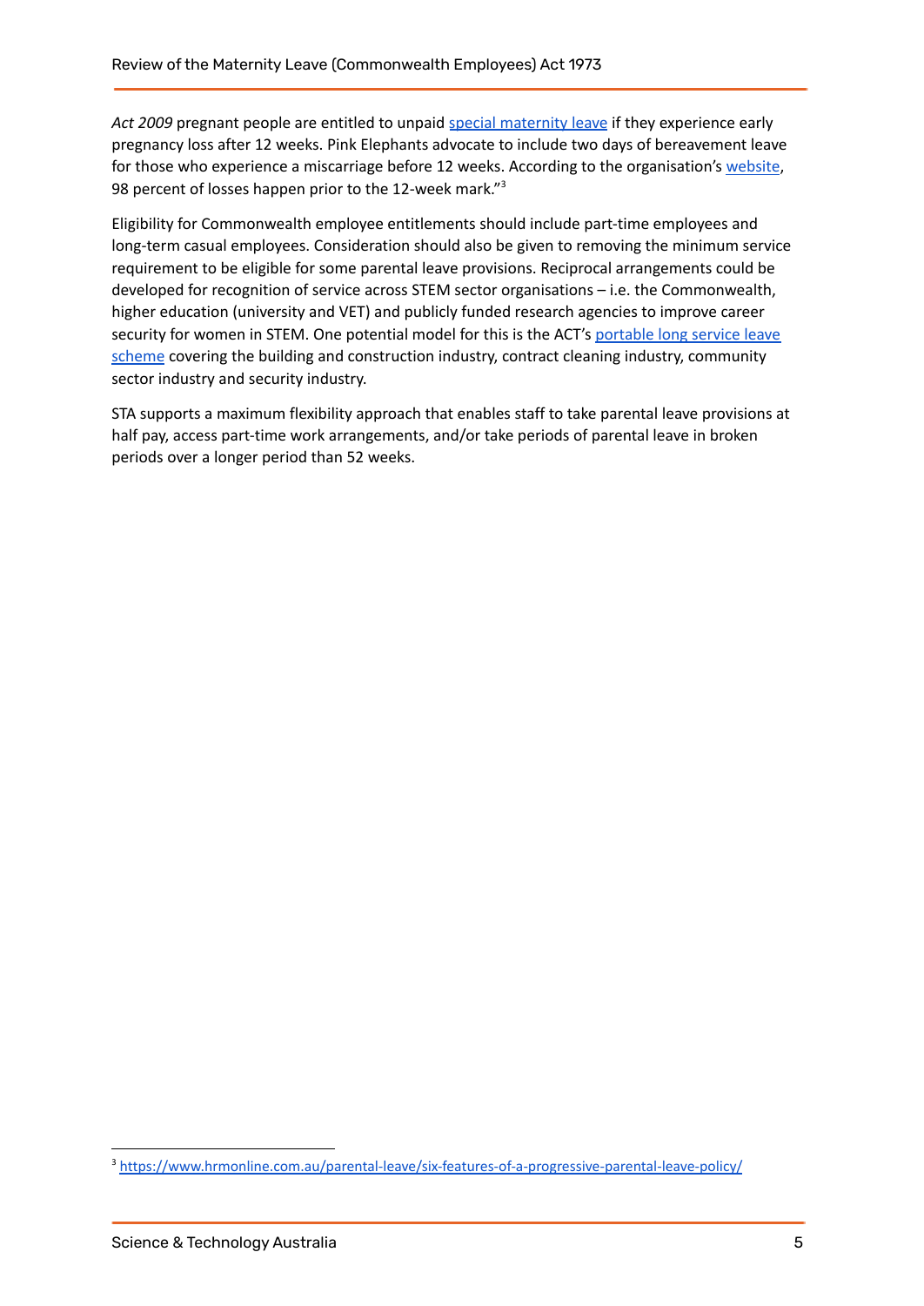*Act 2009* pregnant people are entitled to unpaid special maternity leave if they experience early pregnancy loss after 12 weeks. Pink Elephants advocate to include two days of bereavement leave for those who experience a miscarriage before 12 weeks. According to the organisation's website, 98 percent of losses happen prior to the 12-week mark."[3]

Eligibility for Commonwealth employee entitlements should include part-time employees and long-term casual employees. Consideration should also be given to removing the minimum service requirement to be eligible for some parental leave provisions. Reciprocal arrangements could be developed for recognition of service across STEM sector organisations – i.e. the Commonwealth, higher education (university and VET) and publicly funded research agencies to improve career security for women in STEM. One potential model for this is the ACT's portable long service leave scheme covering the building and construction industry, contract cleaning industry, community sector industry and security industry.

STA supports a maximum flexibility approach that enables staff to take parental leave provisions at half pay, access part-time work arrangements, and/or take periods of parental leave in broken periods over a longer period than 52 weeks.

---

[3] https://www.hrmonline.com.au/parental-leave/six-features-of-a-progressive-parental-leave-policy/